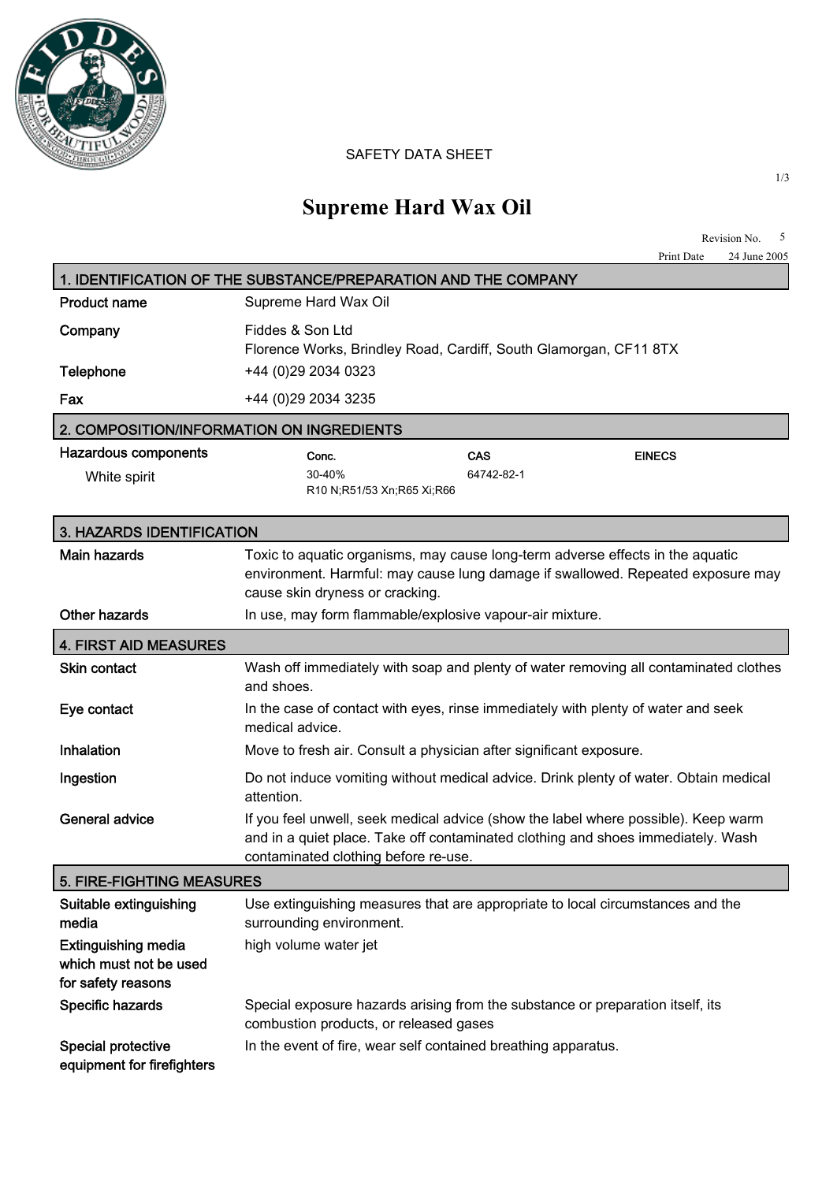SAFETY DATA SHEET

# Supreme Hard Wax Oil

Revision No. 5

Print Date 24 June 2005

## 1. IDENTIFICATION OF THE SUBSTANCE/PREPARATION AND THE COMPANY

| | |
|---|---|
| **Product name** | Supreme Hard Wax Oil |
| **Company** | Fiddes & Son Ltd<br>Florence Works, Brindley Road, Cardiff, South Glamorgan, CF11 8TX |
| **Telephone** | +44 (0)29 2034 0323 |
| **Fax** | +44 (0)29 2034 3235 |

## 2. COMPOSITION/INFORMATION ON INGREDIENTS

| Hazardous components | Conc. | CAS | EINECS |
|---|---|---|---|
| White spirit | 30-40%<br>R10 N;R51/53 Xn;R65 Xi;R66 | 64742-82-1 | |

## 3. HAZARDS IDENTIFICATION

| | |
|---|---|
| **Main hazards** | Toxic to aquatic organisms, may cause long-term adverse effects in the aquatic environment. Harmful: may cause lung damage if swallowed. Repeated exposure may cause skin dryness or cracking. |
| **Other hazards** | In use, may form flammable/explosive vapour-air mixture. |

## 4. FIRST AID MEASURES

| | |
|---|---|
| **Skin contact** | Wash off immediately with soap and plenty of water removing all contaminated clothes and shoes. |
| **Eye contact** | In the case of contact with eyes, rinse immediately with plenty of water and seek medical advice. |
| **Inhalation** | Move to fresh air. Consult a physician after significant exposure. |
| **Ingestion** | Do not induce vomiting without medical advice. Drink plenty of water. Obtain medical attention. |
| **General advice** | If you feel unwell, seek medical advice (show the label where possible). Keep warm and in a quiet place. Take off contaminated clothing and shoes immediately. Wash contaminated clothing before re-use. |

## 5. FIRE-FIGHTING MEASURES

| | |
|---|---|
| **Suitable extinguishing media** | Use extinguishing measures that are appropriate to local circumstances and the surrounding environment. |
| **Extinguishing media which must not be used for safety reasons** | high volume water jet |
| **Specific hazards** | Special exposure hazards arising from the substance or preparation itself, its combustion products, or released gases |
| **Special protective equipment for firefighters** | In the event of fire, wear self contained breathing apparatus. |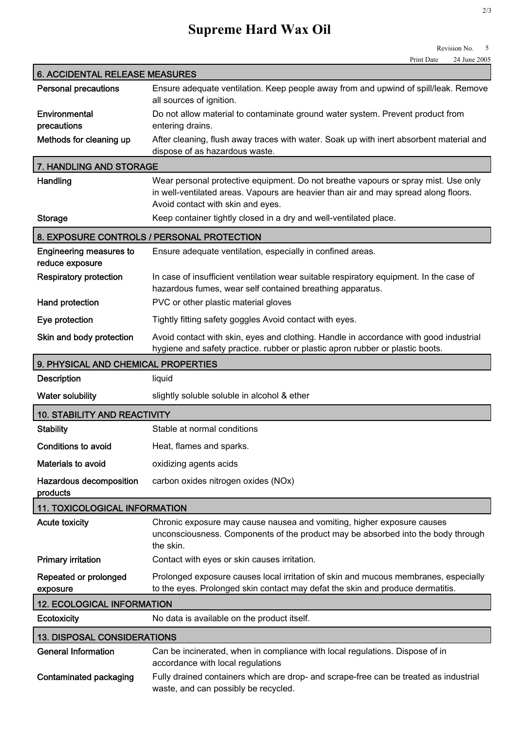# Supreme Hard Wax Oil

Revision No. 5
Print Date 24 June 2005

## 6. ACCIDENTAL RELEASE MEASURES

| | |
|---|---|
| **Personal precautions** | Ensure adequate ventilation. Keep people away from and upwind of spill/leak. Remove all sources of ignition. |
| **Environmental precautions** | Do not allow material to contaminate ground water system. Prevent product from entering drains. |
| **Methods for cleaning up** | After cleaning, flush away traces with water. Soak up with inert absorbent material and dispose of as hazardous waste. |

## 7. HANDLING AND STORAGE

| | |
|---|---|
| **Handling** | Wear personal protective equipment. Do not breathe vapours or spray mist. Use only in well-ventilated areas. Vapours are heavier than air and may spread along floors. Avoid contact with skin and eyes. |
| **Storage** | Keep container tightly closed in a dry and well-ventilated place. |

## 8. EXPOSURE CONTROLS / PERSONAL PROTECTION

| | |
|---|---|
| **Engineering measures to reduce exposure** | Ensure adequate ventilation, especially in confined areas. |
| **Respiratory protection** | In case of insufficient ventilation wear suitable respiratory equipment. In the case of hazardous fumes, wear self contained breathing apparatus. |
| **Hand protection** | PVC or other plastic material gloves |
| **Eye protection** | Tightly fitting safety goggles Avoid contact with eyes. |
| **Skin and body protection** | Avoid contact with skin, eyes and clothing. Handle in accordance with good industrial hygiene and safety practice. rubber or plastic apron rubber or plastic boots. |

## 9. PHYSICAL AND CHEMICAL PROPERTIES

| | |
|---|---|
| **Description** | liquid |
| **Water solubility** | slightly soluble soluble in alcohol & ether |

## 10. STABILITY AND REACTIVITY

| | |
|---|---|
| **Stability** | Stable at normal conditions |
| **Conditions to avoid** | Heat, flames and sparks. |
| **Materials to avoid** | oxidizing agents acids |
| **Hazardous decomposition products** | carbon oxides nitrogen oxides (NOx) |

## 11. TOXICOLOGICAL INFORMATION

| | |
|---|---|
| **Acute toxicity** | Chronic exposure may cause nausea and vomiting, higher exposure causes unconsciousness. Components of the product may be absorbed into the body through the skin. |
| **Primary irritation** | Contact with eyes or skin causes irritation. |
| **Repeated or prolonged exposure** | Prolonged exposure causes local irritation of skin and mucous membranes, especially to the eyes. Prolonged skin contact may defat the skin and produce dermatitis. |

## 12. ECOLOGICAL INFORMATION

| | |
|---|---|
| **Ecotoxicity** | No data is available on the product itself. |

## 13. DISPOSAL CONSIDERATIONS

| | |
|---|---|
| **General Information** | Can be incinerated, when in compliance with local regulations. Dispose of in accordance with local regulations |
| **Contaminated packaging** | Fully drained containers which are drop- and scrape-free can be treated as industrial waste, and can possibly be recycled. |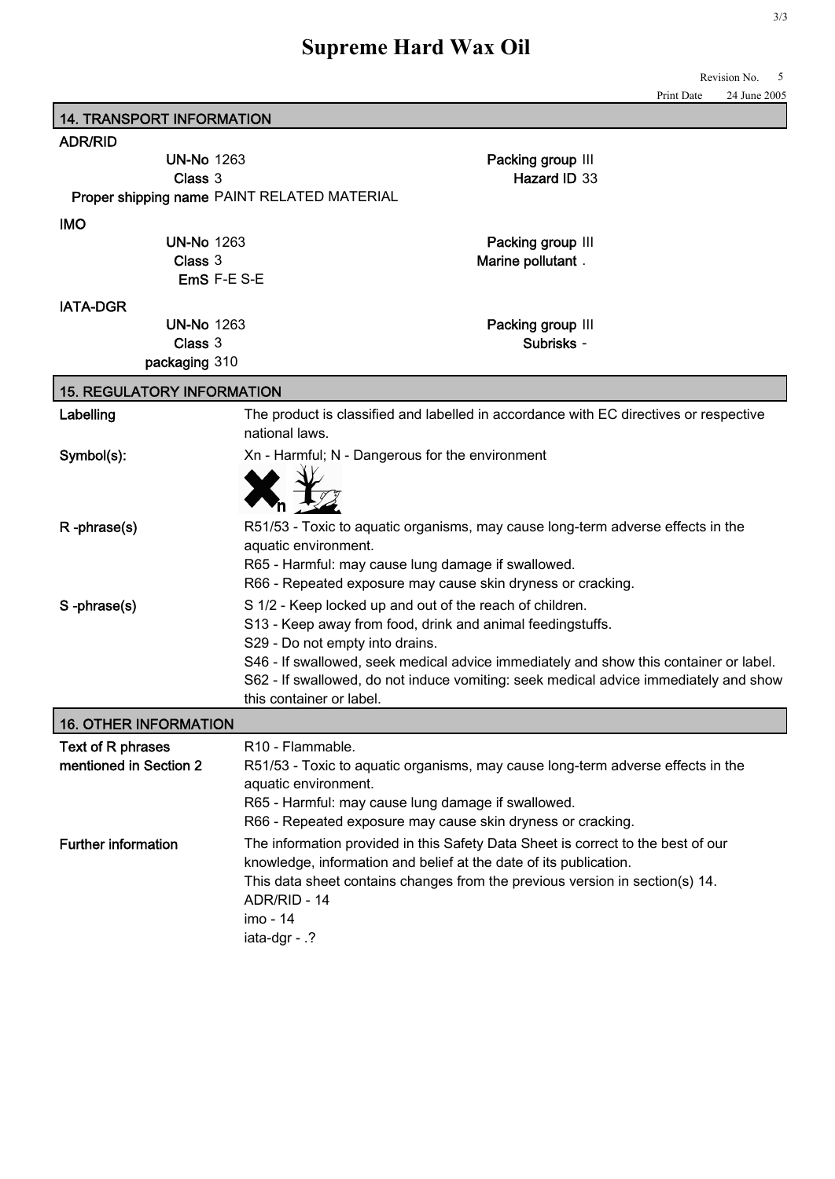# Supreme Hard Wax Oil

Revision No. 5
Print Date 24 June 2005

## 14. TRANSPORT INFORMATION

### ADR/RID

| | | | |
|---|---|---|---|
| **UN-No** | 1263 | **Packing group** | III |
| **Class** | 3 | **Hazard ID** | 33 |
| **Proper shipping name** | PAINT RELATED MATERIAL | | |

### IMO

| | | | |
|---|---|---|---|
| **UN-No** | 1263 | **Packing group** | III |
| **Class** | 3 | **Marine pollutant** | . |
| **EmS** | F-E S-E | | |

### IATA-DGR

| | | | |
|---|---|---|---|
| **UN-No** | 1263 | **Packing group** | III |
| **Class** | 3 | **Subrisks** | - |
| **packaging** | 310 | | |

## 15. REGULATORY INFORMATION

**Labelling**
The product is classified and labelled in accordance with EC directives or respective national laws.

**Symbol(s):**
Xn - Harmful; N - Dangerous for the environment

**R -phrase(s)**
R51/53 - Toxic to aquatic organisms, may cause long-term adverse effects in the aquatic environment.
R65 - Harmful: may cause lung damage if swallowed.
R66 - Repeated exposure may cause skin dryness or cracking.

**S -phrase(s)**
S 1/2 - Keep locked up and out of the reach of children.
S13 - Keep away from food, drink and animal feedingstuffs.
S29 - Do not empty into drains.
S46 - If swallowed, seek medical advice immediately and show this container or label.
S62 - If swallowed, do not induce vomiting: seek medical advice immediately and show this container or label.

## 16. OTHER INFORMATION

**Text of R phrases mentioned in Section 2**
R10 - Flammable.
R51/53 - Toxic to aquatic organisms, may cause long-term adverse effects in the aquatic environment.
R65 - Harmful: may cause lung damage if swallowed.
R66 - Repeated exposure may cause skin dryness or cracking.

**Further information**
The information provided in this Safety Data Sheet is correct to the best of our knowledge, information and belief at the date of its publication.
This data sheet contains changes from the previous version in section(s) 14.
ADR/RID - 14
imo - 14
iata-dgr - .?